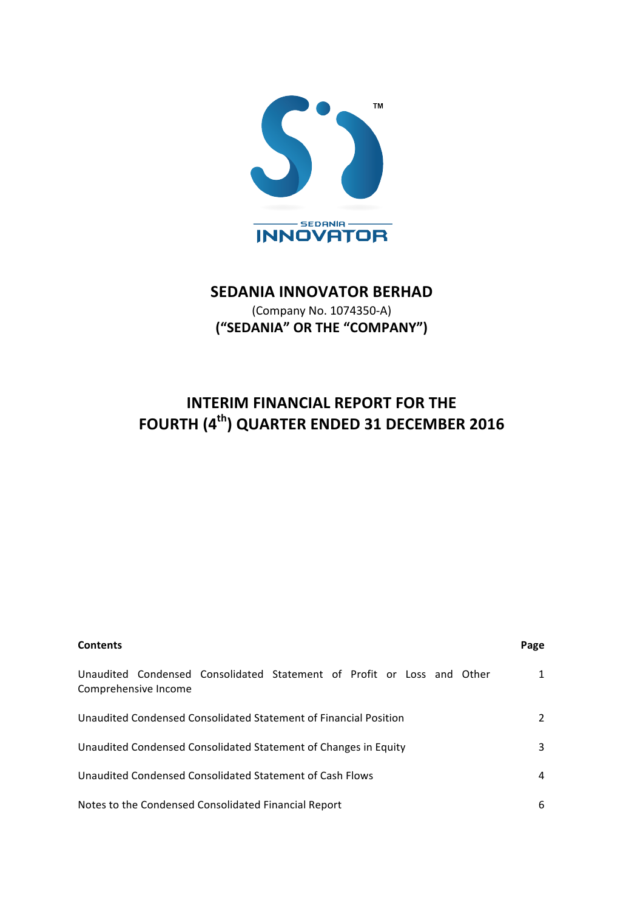# SEDANIA INNOVATOR BERHAD

(Company No. 1074350-A)

**("SEDANIA" OR THE "COMPANY")**

## INTERIM FINANCIAL REPORT FOR THE FOURTH (4th) QUARTER ENDED 31 DECEMBER 2016

| Contents | Page |
|---|---|
| Unaudited Condensed Consolidated Statement of Profit or Loss and Other Comprehensive Income | 1 |
| Unaudited Condensed Consolidated Statement of Financial Position | 2 |
| Unaudited Condensed Consolidated Statement of Changes in Equity | 3 |
| Unaudited Condensed Consolidated Statement of Cash Flows | 4 |
| Notes to the Condensed Consolidated Financial Report | 6 |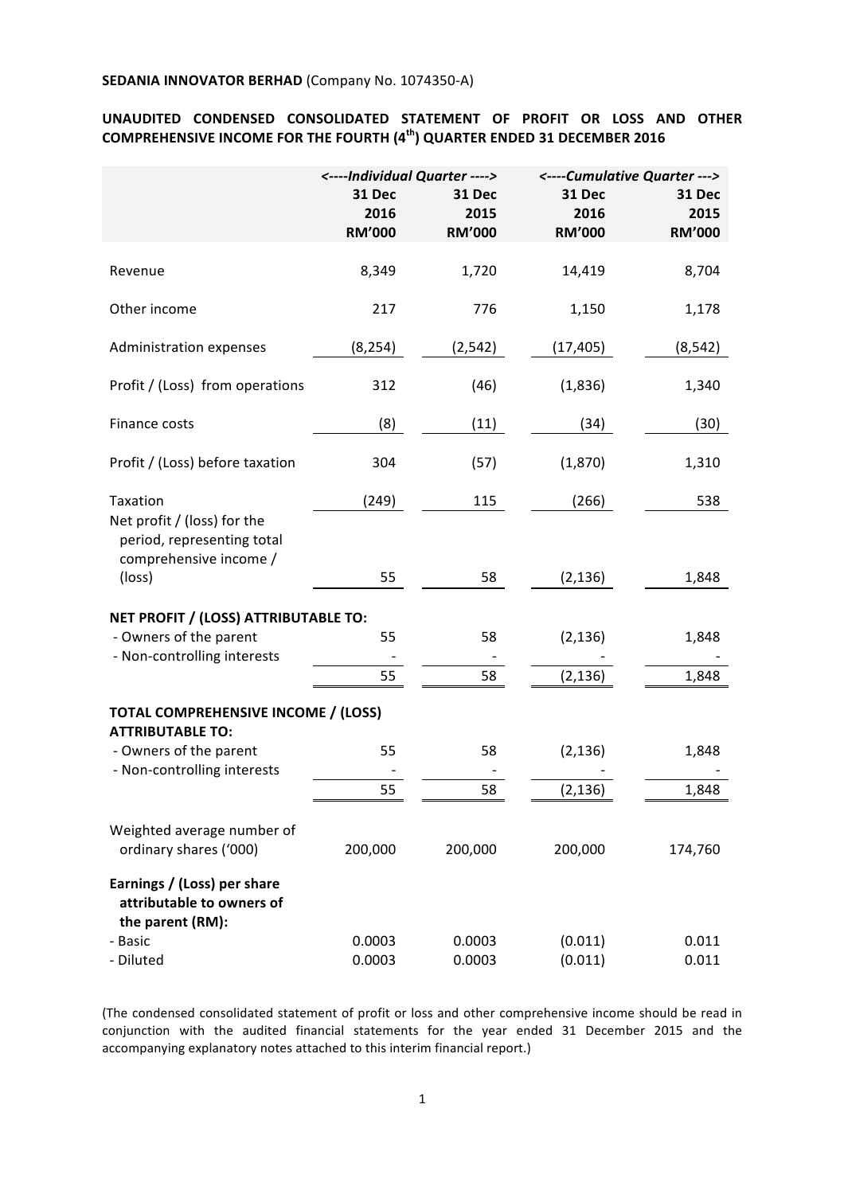**SEDANIA INNOVATOR BERHAD** (Company No. 1074350-A)

## UNAUDITED CONDENSED CONSOLIDATED STATEMENT OF PROFIT OR LOSS AND OTHER COMPREHENSIVE INCOME FOR THE FOURTH (4th) QUARTER ENDED 31 DECEMBER 2016

| | *<----Individual Quarter ---->* | | *<----Cumulative Quarter --->* | |
|---|---|---|---|---|
| | **31 Dec 2016 RM'000** | **31 Dec 2015 RM'000** | **31 Dec 2016 RM'000** | **31 Dec 2015 RM'000** |
| Revenue | 8,349 | 1,720 | 14,419 | 8,704 |
| Other income | 217 | 776 | 1,150 | 1,178 |
| Administration expenses | (8,254) | (2,542) | (17,405) | (8,542) |
| Profit / (Loss) from operations | 312 | (46) | (1,836) | 1,340 |
| Finance costs | (8) | (11) | (34) | (30) |
| Profit / (Loss) before taxation | 304 | (57) | (1,870) | 1,310 |
| Taxation | (249) | 115 | (266) | 538 |
| Net profit / (loss) for the period, representing total comprehensive income / (loss) | 55 | 58 | (2,136) | 1,848 |
| **NET PROFIT / (LOSS) ATTRIBUTABLE TO:** | | | | |
| - Owners of the parent | 55 | 58 | (2,136) | 1,848 |
| - Non-controlling interests | - | - | - | - |
| | 55 | 58 | (2,136) | 1,848 |
| **TOTAL COMPREHENSIVE INCOME / (LOSS) ATTRIBUTABLE TO:** | | | | |
| - Owners of the parent | 55 | 58 | (2,136) | 1,848 |
| - Non-controlling interests | - | - | - | - |
| | 55 | 58 | (2,136) | 1,848 |
| Weighted average number of ordinary shares ('000) | 200,000 | 200,000 | 200,000 | 174,760 |
| **Earnings / (Loss) per share attributable to owners of the parent (RM):** | | | | |
| - Basic | 0.0003 | 0.0003 | (0.011) | 0.011 |
| - Diluted | 0.0003 | 0.0003 | (0.011) | 0.011 |

(The condensed consolidated statement of profit or loss and other comprehensive income should be read in conjunction with the audited financial statements for the year ended 31 December 2015 and the accompanying explanatory notes attached to this interim financial report.)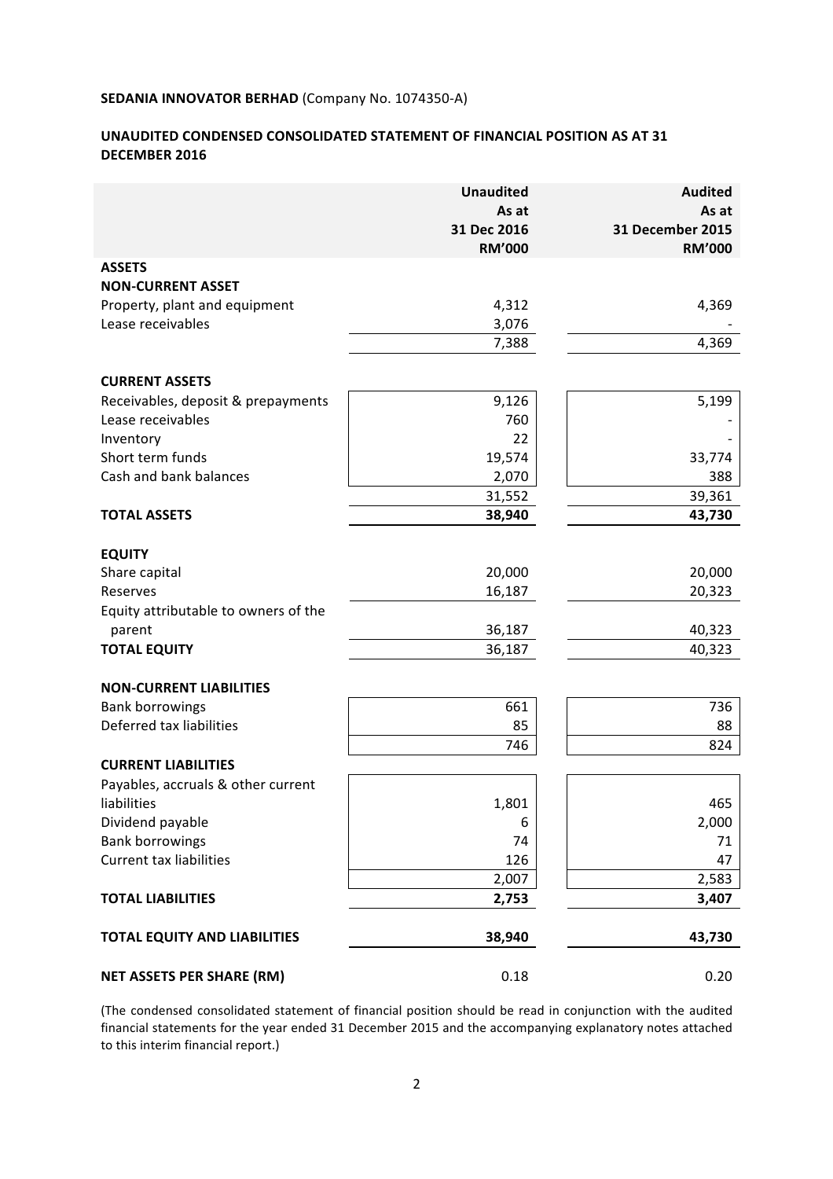**SEDANIA INNOVATOR BERHAD** (Company No. 1074350-A)

**UNAUDITED CONDENSED CONSOLIDATED STATEMENT OF FINANCIAL POSITION AS AT 31 DECEMBER 2016**

| | **Unaudited As at 31 Dec 2016 RM'000** | **Audited As at 31 December 2015 RM'000** |
|---|---|---|
| **ASSETS** | | |
| **NON-CURRENT ASSET** | | |
| Property, plant and equipment | 4,312 | 4,369 |
| Lease receivables | 3,076 | - |
| | 7,388 | 4,369 |
| **CURRENT ASSETS** | | |
| Receivables, deposit & prepayments | 9,126 | 5,199 |
| Lease receivables | 760 | - |
| Inventory | 22 | - |
| Short term funds | 19,574 | 33,774 |
| Cash and bank balances | 2,070 | 388 |
| | 31,552 | 39,361 |
| **TOTAL ASSETS** | **38,940** | **43,730** |
| **EQUITY** | | |
| Share capital | 20,000 | 20,000 |
| Reserves | 16,187 | 20,323 |
| Equity attributable to owners of the parent | 36,187 | 40,323 |
| **TOTAL EQUITY** | 36,187 | 40,323 |
| **NON-CURRENT LIABILITIES** | | |
| Bank borrowings | 661 | 736 |
| Deferred tax liabilities | 85 | 88 |
| | 746 | 824 |
| **CURRENT LIABILITIES** | | |
| Payables, accruals & other current liabilities | 1,801 | 465 |
| Dividend payable | 6 | 2,000 |
| Bank borrowings | 74 | 71 |
| Current tax liabilities | 126 | 47 |
| | 2,007 | 2,583 |
| **TOTAL LIABILITIES** | **2,753** | **3,407** |
| **TOTAL EQUITY AND LIABILITIES** | **38,940** | **43,730** |
| **NET ASSETS PER SHARE (RM)** | 0.18 | 0.20 |

(The condensed consolidated statement of financial position should be read in conjunction with the audited financial statements for the year ended 31 December 2015 and the accompanying explanatory notes attached to this interim financial report.)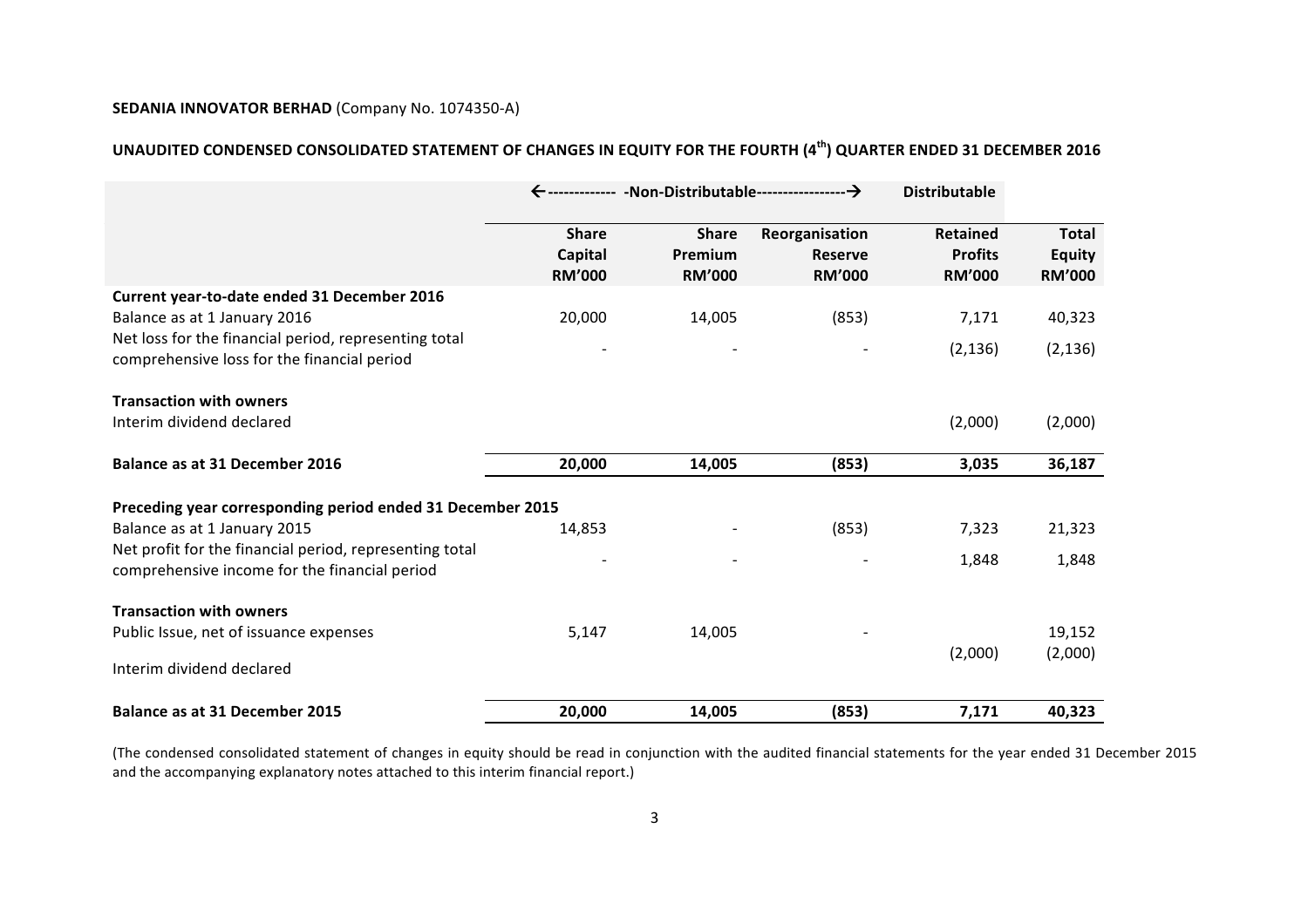**SEDANIA INNOVATOR BERHAD** (Company No. 1074350-A)

**UNAUDITED CONDENSED CONSOLIDATED STATEMENT OF CHANGES IN EQUITY FOR THE FOURTH (4th) QUARTER ENDED 31 DECEMBER 2016**

| | ←------------- -Non-Distributable-----------------→ | | | Distributable | |
|---|---|---|---|---|---|
| | **Share Capital RM'000** | **Share Premium RM'000** | **Reorganisation Reserve RM'000** | **Retained Profits RM'000** | **Total Equity RM'000** |
| **Current year-to-date ended 31 December 2016** | | | | | |
| Balance as at 1 January 2016 | 20,000 | 14,005 | (853) | 7,171 | 40,323 |
| Net loss for the financial period, representing total comprehensive loss for the financial period | - | - | - | (2,136) | (2,136) |
| **Transaction with owners** | | | | | |
| Interim dividend declared | | | | (2,000) | (2,000) |
| **Balance as at 31 December 2016** | **20,000** | **14,005** | **(853)** | **3,035** | **36,187** |
| **Preceding year corresponding period ended 31 December 2015** | | | | | |
| Balance as at 1 January 2015 | 14,853 | - | (853) | 7,323 | 21,323 |
| Net profit for the financial period, representing total comprehensive income for the financial period | - | - | - | 1,848 | 1,848 |
| **Transaction with owners** | | | | | |
| Public Issue, net of issuance expenses | 5,147 | 14,005 | - | | 19,152 |
| Interim dividend declared | | | | (2,000) | (2,000) |
| **Balance as at 31 December 2015** | **20,000** | **14,005** | **(853)** | **7,171** | **40,323** |

(The condensed consolidated statement of changes in equity should be read in conjunction with the audited financial statements for the year ended 31 December 2015 and the accompanying explanatory notes attached to this interim financial report.)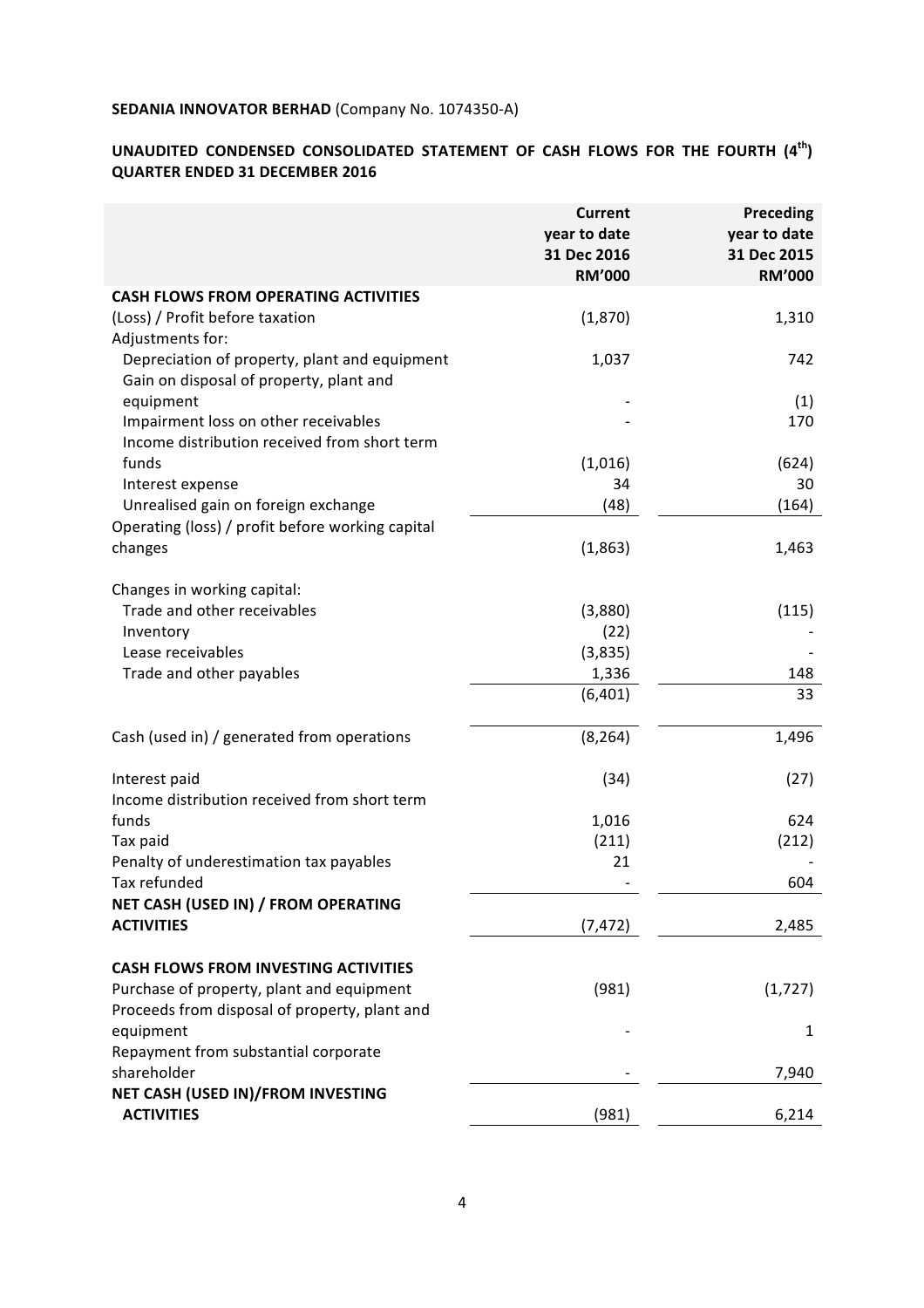**SEDANIA INNOVATOR BERHAD** (Company No. 1074350-A)

**UNAUDITED CONDENSED CONSOLIDATED STATEMENT OF CASH FLOWS FOR THE FOURTH (4th) QUARTER ENDED 31 DECEMBER 2016**

| | Current year to date 31 Dec 2016 RM'000 | Preceding year to date 31 Dec 2015 RM'000 |
|---|---|---|
| **CASH FLOWS FROM OPERATING ACTIVITIES** | | |
| (Loss) / Profit before taxation | (1,870) | 1,310 |
| Adjustments for: | | |
| Depreciation of property, plant and equipment | 1,037 | 742 |
| Gain on disposal of property, plant and equipment | - | (1) |
| Impairment loss on other receivables | - | 170 |
| Income distribution received from short term funds | (1,016) | (624) |
| Interest expense | 34 | 30 |
| Unrealised gain on foreign exchange | (48) | (164) |
| Operating (loss) / profit before working capital changes | (1,863) | 1,463 |
| Changes in working capital: | | |
| Trade and other receivables | (3,880) | (115) |
| Inventory | (22) | - |
| Lease receivables | (3,835) | - |
| Trade and other payables | 1,336 | 148 |
| | (6,401) | 33 |
| Cash (used in) / generated from operations | (8,264) | 1,496 |
| Interest paid | (34) | (27) |
| Income distribution received from short term funds | 1,016 | 624 |
| Tax paid | (211) | (212) |
| Penalty of underestimation tax payables | 21 | - |
| Tax refunded | - | 604 |
| **NET CASH (USED IN) / FROM OPERATING ACTIVITIES** | (7,472) | 2,485 |
| **CASH FLOWS FROM INVESTING ACTIVITIES** | | |
| Purchase of property, plant and equipment | (981) | (1,727) |
| Proceeds from disposal of property, plant and equipment | - | 1 |
| Repayment from substantial corporate shareholder | - | 7,940 |
| **NET CASH (USED IN)/FROM INVESTING ACTIVITIES** | (981) | 6,214 |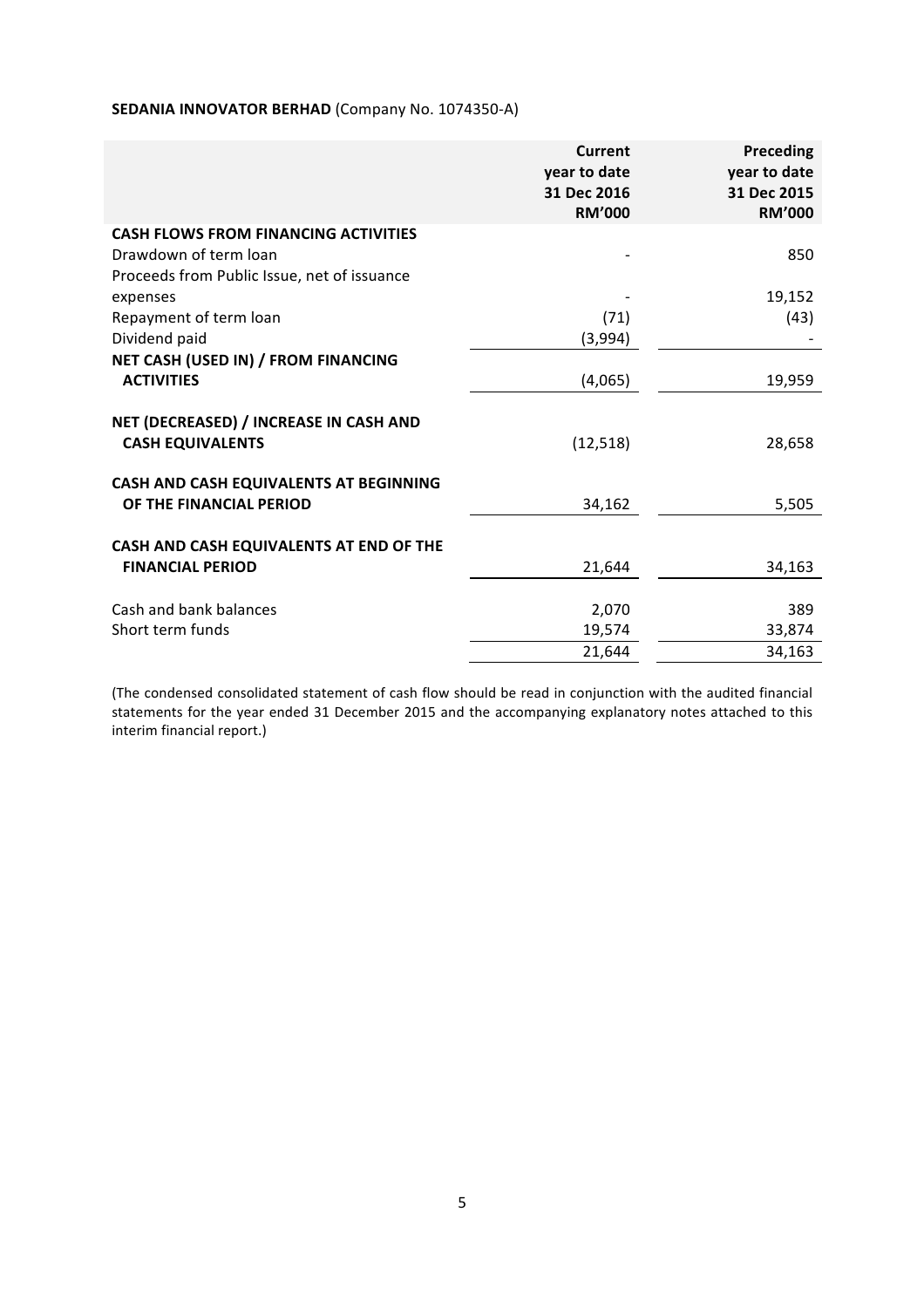**SEDANIA INNOVATOR BERHAD** (Company No. 1074350-A)

| | Current year to date 31 Dec 2016 RM'000 | Preceding year to date 31 Dec 2015 RM'000 |
|---|---|---|
| **CASH FLOWS FROM FINANCING ACTIVITIES** | | |
| Drawdown of term loan | - | 850 |
| Proceeds from Public Issue, net of issuance expenses | - | 19,152 |
| Repayment of term loan | (71) | (43) |
| Dividend paid | (3,994) | - |
| **NET CASH (USED IN) / FROM FINANCING ACTIVITIES** | (4,065) | 19,959 |
| **NET (DECREASED) / INCREASE IN CASH AND CASH EQUIVALENTS** | (12,518) | 28,658 |
| **CASH AND CASH EQUIVALENTS AT BEGINNING OF THE FINANCIAL PERIOD** | 34,162 | 5,505 |
| **CASH AND CASH EQUIVALENTS AT END OF THE FINANCIAL PERIOD** | 21,644 | 34,163 |
| Cash and bank balances | 2,070 | 389 |
| Short term funds | 19,574 | 33,874 |
| | 21,644 | 34,163 |

(The condensed consolidated statement of cash flow should be read in conjunction with the audited financial statements for the year ended 31 December 2015 and the accompanying explanatory notes attached to this interim financial report.)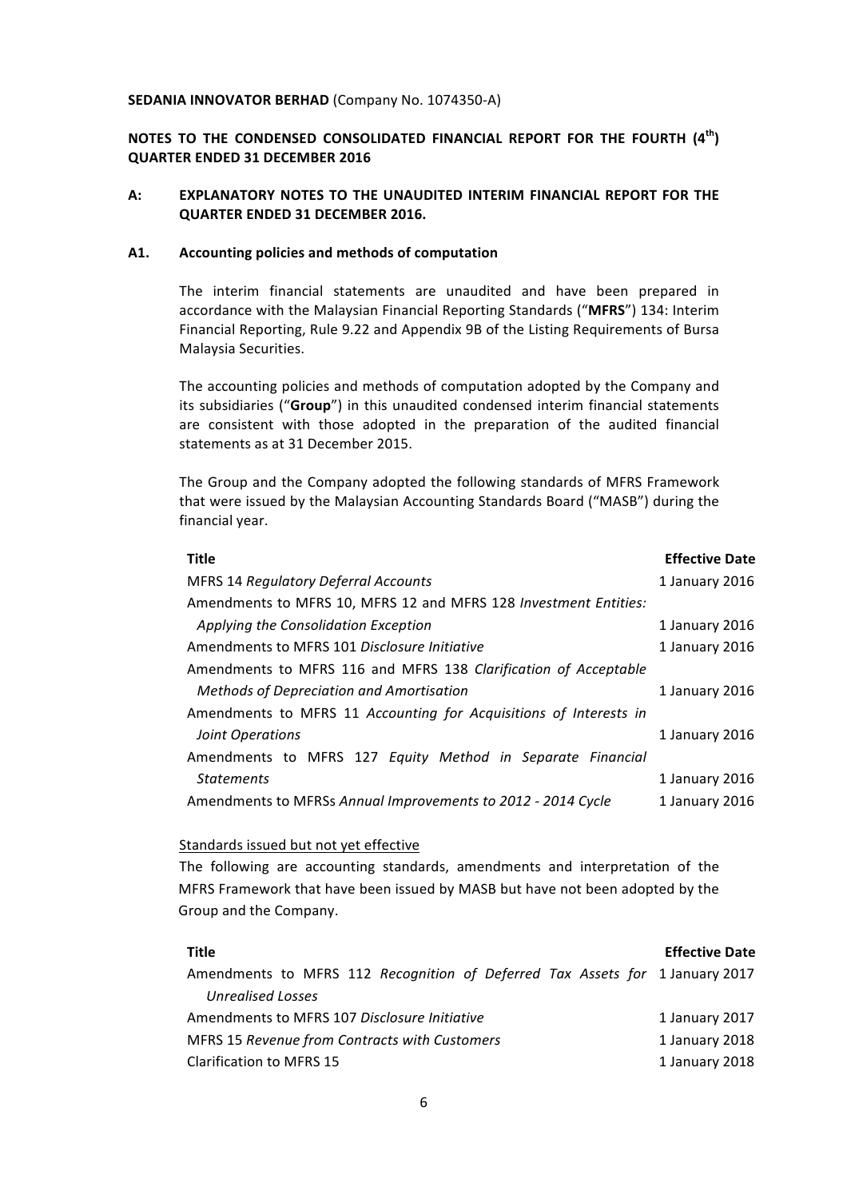**SEDANIA INNOVATOR BERHAD** (Company No. 1074350-A)

**NOTES TO THE CONDENSED CONSOLIDATED FINANCIAL REPORT FOR THE FOURTH (4th) QUARTER ENDED 31 DECEMBER 2016**

## A: EXPLANATORY NOTES TO THE UNAUDITED INTERIM FINANCIAL REPORT FOR THE QUARTER ENDED 31 DECEMBER 2016.

### A1. Accounting policies and methods of computation

The interim financial statements are unaudited and have been prepared in accordance with the Malaysian Financial Reporting Standards ("**MFRS**") 134: Interim Financial Reporting, Rule 9.22 and Appendix 9B of the Listing Requirements of Bursa Malaysia Securities.

The accounting policies and methods of computation adopted by the Company and its subsidiaries ("**Group**") in this unaudited condensed interim financial statements are consistent with those adopted in the preparation of the audited financial statements as at 31 December 2015.

The Group and the Company adopted the following standards of MFRS Framework that were issued by the Malaysian Accounting Standards Board ("MASB") during the financial year.

| Title | Effective Date |
|---|---|
| MFRS 14 *Regulatory Deferral Accounts* | 1 January 2016 |
| Amendments to MFRS 10, MFRS 12 and MFRS 128 *Investment Entities: Applying the Consolidation Exception* | 1 January 2016 |
| Amendments to MFRS 101 *Disclosure Initiative* | 1 January 2016 |
| Amendments to MFRS 116 and MFRS 138 *Clarification of Acceptable Methods of Depreciation and Amortisation* | 1 January 2016 |
| Amendments to MFRS 11 *Accounting for Acquisitions of Interests in Joint Operations* | 1 January 2016 |
| Amendments to MFRS 127 *Equity Method in Separate Financial Statements* | 1 January 2016 |
| Amendments to MFRSs *Annual Improvements to 2012 - 2014 Cycle* | 1 January 2016 |

Standards issued but not yet effective

The following are accounting standards, amendments and interpretation of the MFRS Framework that have been issued by MASB but have not been adopted by the Group and the Company.

| Title | Effective Date |
|---|---|
| Amendments to MFRS 112 *Recognition of Deferred Tax Assets for Unrealised Losses* | 1 January 2017 |
| Amendments to MFRS 107 *Disclosure Initiative* | 1 January 2017 |
| MFRS 15 *Revenue from Contracts with Customers* | 1 January 2018 |
| Clarification to MFRS 15 | 1 January 2018 |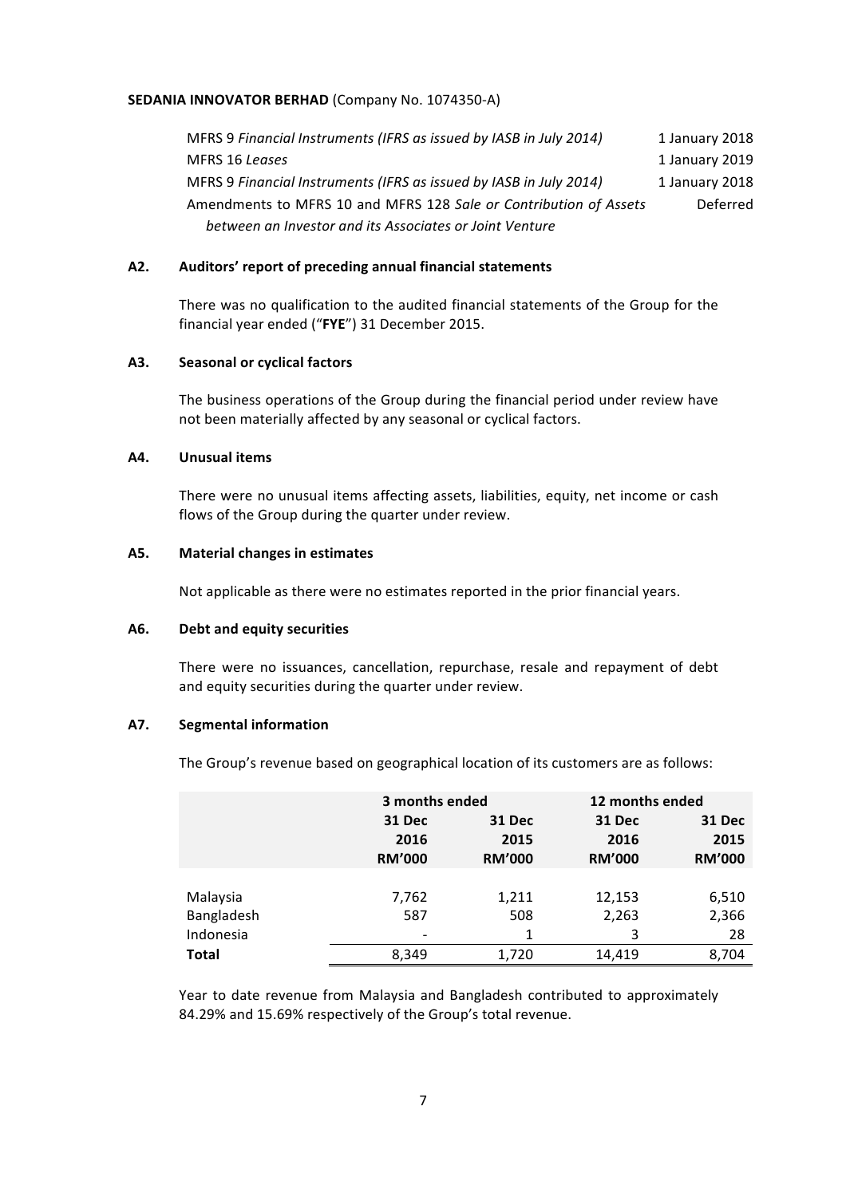| | |
|---|---|
| MFRS 9 *Financial Instruments (IFRS as issued by IASB in July 2014)* | 1 January 2018 |
| MFRS 16 *Leases* | 1 January 2019 |
| MFRS 9 *Financial Instruments (IFRS as issued by IASB in July 2014)* | 1 January 2018 |
| Amendments to MFRS 10 and MFRS 128 *Sale or Contribution of Assets between an Investor and its Associates or Joint Venture* | Deferred |

## A2. Auditors' report of preceding annual financial statements

There was no qualification to the audited financial statements of the Group for the financial year ended ("**FYE**") 31 December 2015.

## A3. Seasonal or cyclical factors

The business operations of the Group during the financial period under review have not been materially affected by any seasonal or cyclical factors.

## A4. Unusual items

There were no unusual items affecting assets, liabilities, equity, net income or cash flows of the Group during the quarter under review.

## A5. Material changes in estimates

Not applicable as there were no estimates reported in the prior financial years.

## A6. Debt and equity securities

There were no issuances, cancellation, repurchase, resale and repayment of debt and equity securities during the quarter under review.

## A7. Segmental information

The Group's revenue based on geographical location of its customers are as follows:

| | 3 months ended | | 12 months ended | |
|---|---|---|---|---|
| | 31 Dec 2016 RM'000 | 31 Dec 2015 RM'000 | 31 Dec 2016 RM'000 | 31 Dec 2015 RM'000 |
| Malaysia | 7,762 | 1,211 | 12,153 | 6,510 |
| Bangladesh | 587 | 508 | 2,263 | 2,366 |
| Indonesia | - | 1 | 3 | 28 |
| **Total** | 8,349 | 1,720 | 14,419 | 8,704 |

Year to date revenue from Malaysia and Bangladesh contributed to approximately 84.29% and 15.69% respectively of the Group's total revenue.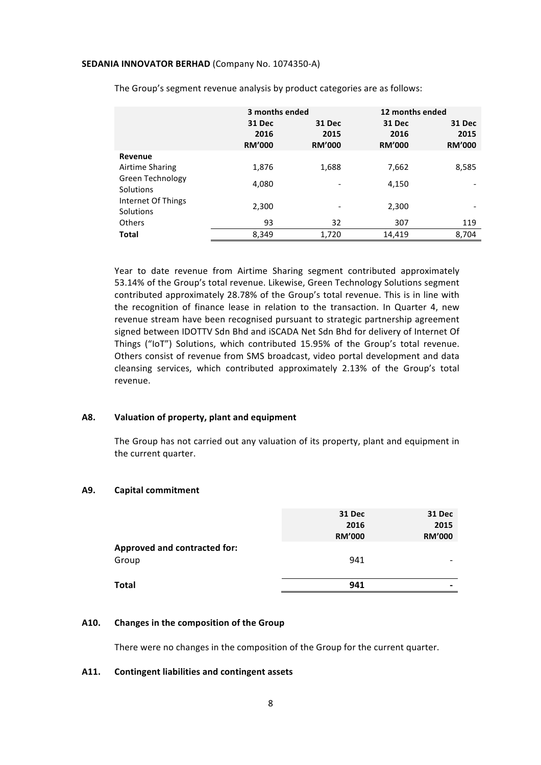The Group's segment revenue analysis by product categories are as follows:

| | 3 months ended | | 12 months ended | |
|---|---|---|---|---|
| | 31 Dec 2016 RM'000 | 31 Dec 2015 RM'000 | 31 Dec 2016 RM'000 | 31 Dec 2015 RM'000 |
| **Revenue** | | | | |
| Airtime Sharing | 1,876 | 1,688 | 7,662 | 8,585 |
| Green Technology Solutions | 4,080 | - | 4,150 | - |
| Internet Of Things Solutions | 2,300 | - | 2,300 | - |
| Others | 93 | 32 | 307 | 119 |
| **Total** | 8,349 | 1,720 | 14,419 | 8,704 |

Year to date revenue from Airtime Sharing segment contributed approximately 53.14% of the Group's total revenue. Likewise, Green Technology Solutions segment contributed approximately 28.78% of the Group's total revenue. This is in line with the recognition of finance lease in relation to the transaction. In Quarter 4, new revenue stream have been recognised pursuant to strategic partnership agreement signed between IDOTTV Sdn Bhd and iSCADA Net Sdn Bhd for delivery of Internet Of Things ("IoT") Solutions, which contributed 15.95% of the Group's total revenue. Others consist of revenue from SMS broadcast, video portal development and data cleansing services, which contributed approximately 2.13% of the Group's total revenue.

## A8. Valuation of property, plant and equipment

The Group has not carried out any valuation of its property, plant and equipment in the current quarter.

## A9. Capital commitment

| | 31 Dec 2016 RM'000 | 31 Dec 2015 RM'000 |
|---|---|---|
| **Approved and contracted for:** | | |
| Group | 941 | - |
| **Total** | **941** | **-** |

## A10. Changes in the composition of the Group

There were no changes in the composition of the Group for the current quarter.

## A11. Contingent liabilities and contingent assets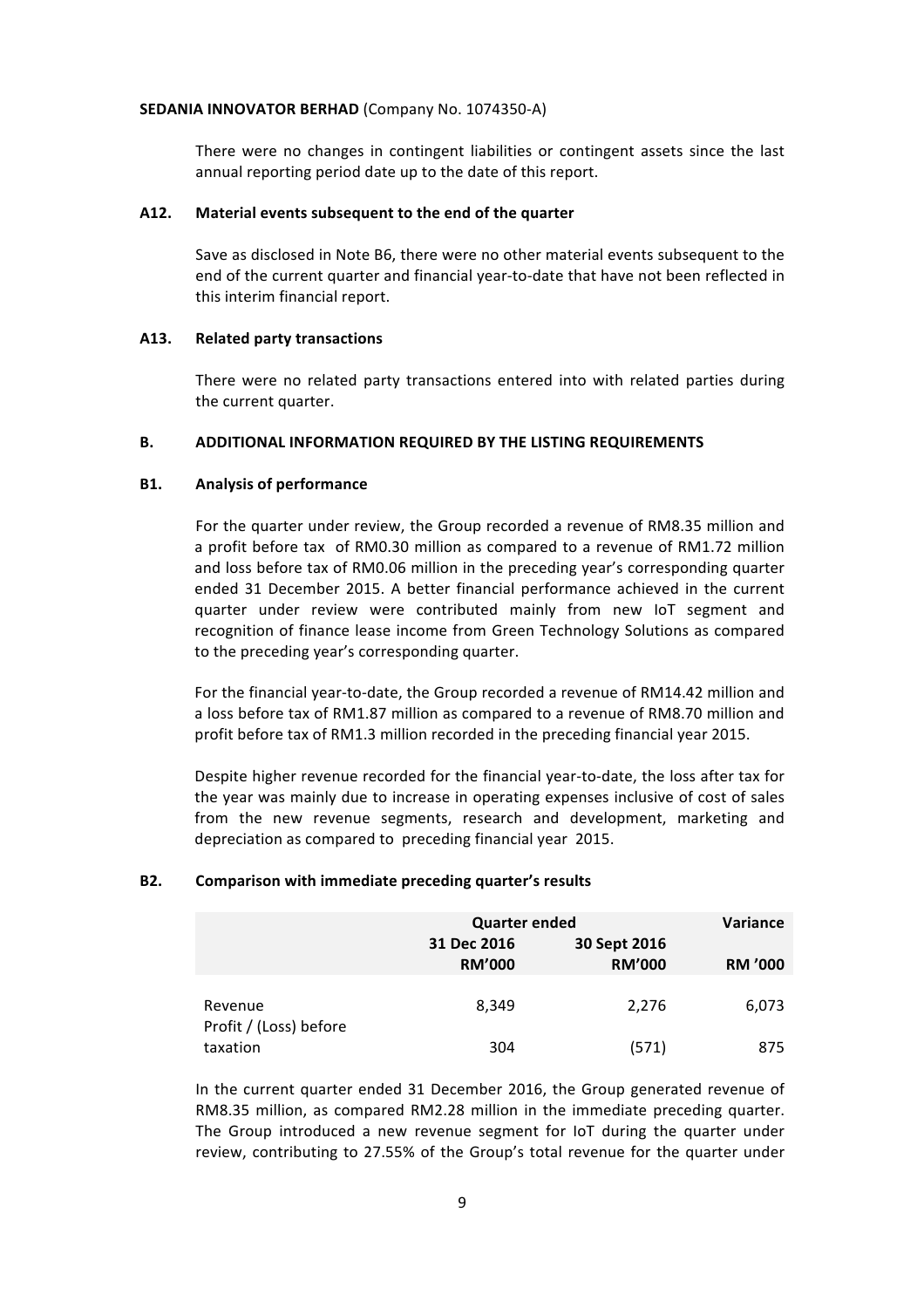**SEDANIA INNOVATOR BERHAD** (Company No. 1074350-A)

There were no changes in contingent liabilities or contingent assets since the last annual reporting period date up to the date of this report.

### A12. Material events subsequent to the end of the quarter

Save as disclosed in Note B6, there were no other material events subsequent to the end of the current quarter and financial year-to-date that have not been reflected in this interim financial report.

### A13. Related party transactions

There were no related party transactions entered into with related parties during the current quarter.

## B. ADDITIONAL INFORMATION REQUIRED BY THE LISTING REQUIREMENTS

### B1. Analysis of performance

For the quarter under review, the Group recorded a revenue of RM8.35 million and a profit before tax of RM0.30 million as compared to a revenue of RM1.72 million and loss before tax of RM0.06 million in the preceding year's corresponding quarter ended 31 December 2015. A better financial performance achieved in the current quarter under review were contributed mainly from new IoT segment and recognition of finance lease income from Green Technology Solutions as compared to the preceding year's corresponding quarter.

For the financial year-to-date, the Group recorded a revenue of RM14.42 million and a loss before tax of RM1.87 million as compared to a revenue of RM8.70 million and profit before tax of RM1.3 million recorded in the preceding financial year 2015.

Despite higher revenue recorded for the financial year-to-date, the loss after tax for the year was mainly due to increase in operating expenses inclusive of cost of sales from the new revenue segments, research and development, marketing and depreciation as compared to preceding financial year 2015.

### B2. Comparison with immediate preceding quarter's results

| | Quarter ended | | Variance |
|---|---|---|---|
| | 31 Dec 2016 | 30 Sept 2016 | |
| | RM'000 | RM'000 | RM '000 |
| Revenue | 8,349 | 2,276 | 6,073 |
| Profit / (Loss) before taxation | 304 | (571) | 875 |

In the current quarter ended 31 December 2016, the Group generated revenue of RM8.35 million, as compared RM2.28 million in the immediate preceding quarter. The Group introduced a new revenue segment for IoT during the quarter under review, contributing to 27.55% of the Group's total revenue for the quarter under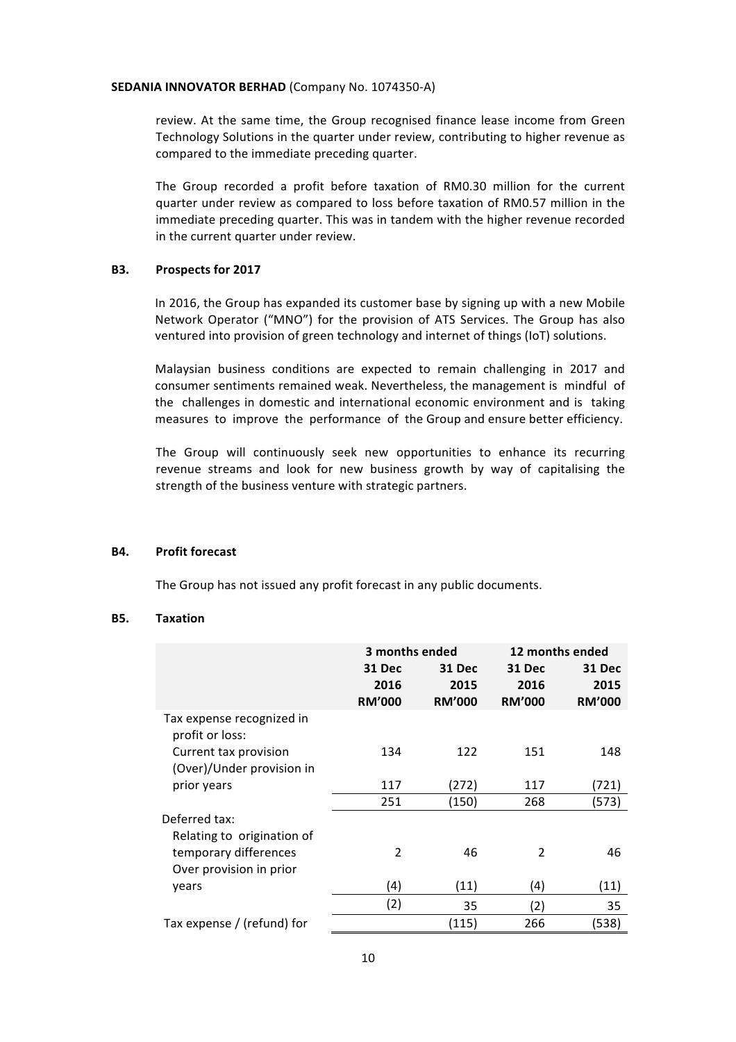review. At the same time, the Group recognised finance lease income from Green Technology Solutions in the quarter under review, contributing to higher revenue as compared to the immediate preceding quarter.

The Group recorded a profit before taxation of RM0.30 million for the current quarter under review as compared to loss before taxation of RM0.57 million in the immediate preceding quarter. This was in tandem with the higher revenue recorded in the current quarter under review.

## B3. Prospects for 2017

In 2016, the Group has expanded its customer base by signing up with a new Mobile Network Operator ("MNO") for the provision of ATS Services. The Group has also ventured into provision of green technology and internet of things (IoT) solutions.

Malaysian business conditions are expected to remain challenging in 2017 and consumer sentiments remained weak. Nevertheless, the management is mindful of the challenges in domestic and international economic environment and is taking measures to improve the performance of the Group and ensure better efficiency.

The Group will continuously seek new opportunities to enhance its recurring revenue streams and look for new business growth by way of capitalising the strength of the business venture with strategic partners.

## B4. Profit forecast

The Group has not issued any profit forecast in any public documents.

## B5. Taxation

| | 3 months ended | | 12 months ended | |
|---|---|---|---|---|
| | 31 Dec 2016 RM'000 | 31 Dec 2015 RM'000 | 31 Dec 2016 RM'000 | 31 Dec 2015 RM'000 |
| Tax expense recognized in profit or loss: | | | | |
| Current tax provision | 134 | 122 | 151 | 148 |
| (Over)/Under provision in prior years | 117 | (272) | 117 | (721) |
| | 251 | (150) | 268 | (573) |
| Deferred tax: | | | | |
| Relating to origination of temporary differences | 2 | 46 | 2 | 46 |
| Over provision in prior years | (4) | (11) | (4) | (11) |
| | (2) | 35 | (2) | 35 |
| Tax expense / (refund) for | | (115) | 266 | (538) |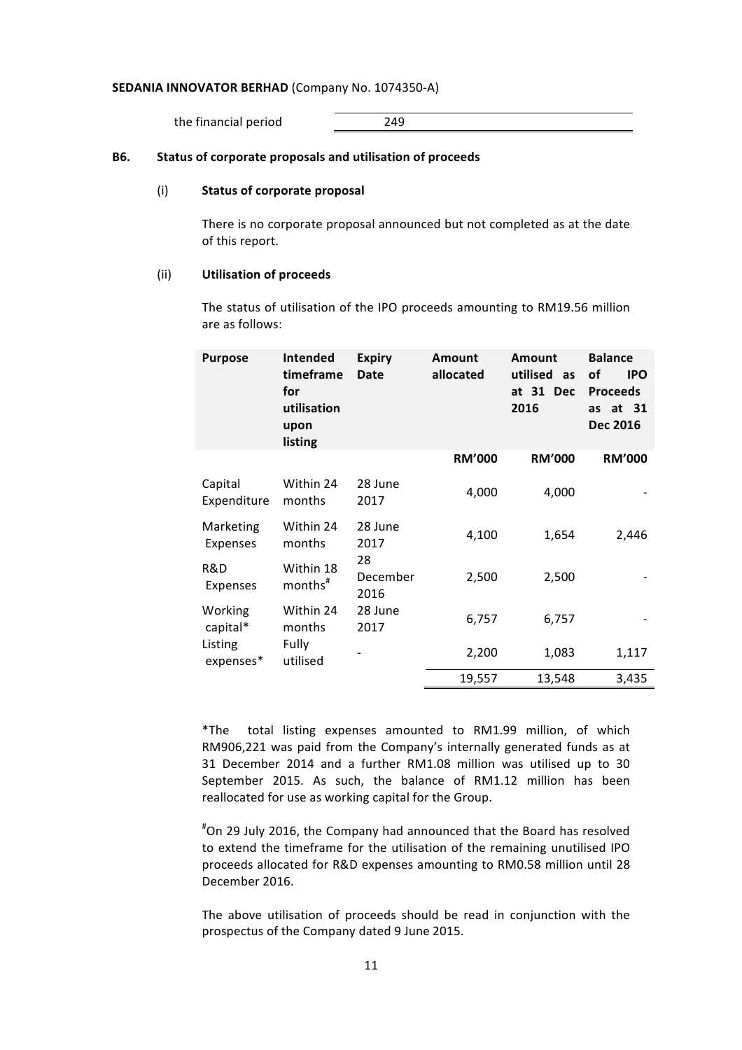| the financial period | 249 |
|---|---|

**B6. Status of corporate proposals and utilisation of proceeds**

(i) **Status of corporate proposal**

There is no corporate proposal announced but not completed as at the date of this report.

(ii) **Utilisation of proceeds**

The status of utilisation of the IPO proceeds amounting to RM19.56 million are as follows:

| Purpose | Intended timeframe for utilisation upon listing | Expiry Date | Amount allocated | Amount utilised as at 31 Dec 2016 | Balance of IPO Proceeds as at 31 Dec 2016 |
|---|---|---|---|---|---|
| | | | RM'000 | RM'000 | RM'000 |
| Capital Expenditure | Within 24 months | 28 June 2017 | 4,000 | 4,000 | - |
| Marketing Expenses | Within 24 months | 28 June 2017 | 4,100 | 1,654 | 2,446 |
| R&D Expenses | Within 18 months# | 28 December 2016 | 2,500 | 2,500 | - |
| Working capital* | Within 24 months | 28 June 2017 | 6,757 | 6,757 | - |
| Listing expenses* | Fully utilised | - | 2,200 | 1,083 | 1,117 |
| | | | 19,557 | 13,548 | 3,435 |

*The total listing expenses amounted to RM1.99 million, of which RM906,221 was paid from the Company's internally generated funds as at 31 December 2014 and a further RM1.08 million was utilised up to 30 September 2015. As such, the balance of RM1.12 million has been reallocated for use as working capital for the Group.

#On 29 July 2016, the Company had announced that the Board has resolved to extend the timeframe for the utilisation of the remaining unutilised IPO proceeds allocated for R&D expenses amounting to RM0.58 million until 28 December 2016.

The above utilisation of proceeds should be read in conjunction with the prospectus of the Company dated 9 June 2015.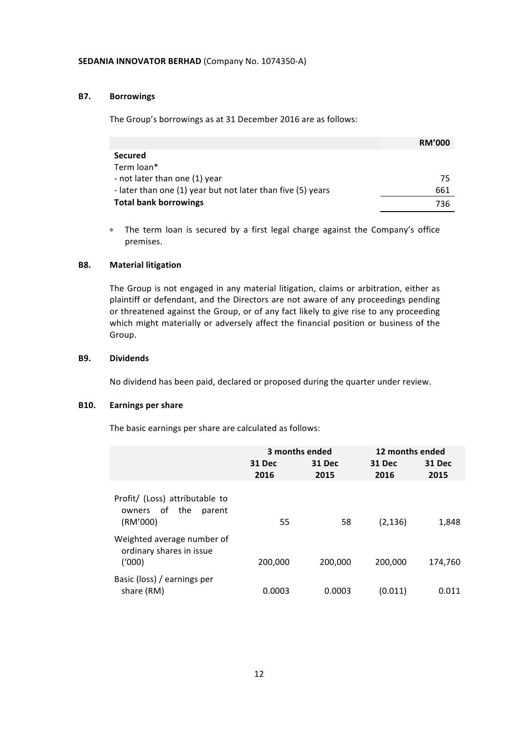**SEDANIA INNOVATOR BERHAD** (Company No. 1074350-A)

### B7. Borrowings

The Group's borrowings as at 31 December 2016 are as follows:

| | RM'000 |
|---|---|
| **Secured** | |
| Term loan* | |
| - not later than one (1) year | 75 |
| - later than one (1) year but not later than five (5) years | 661 |
| **Total bank borrowings** | 736 |

* The term loan is secured by a first legal charge against the Company's office premises.

### B8. Material litigation

The Group is not engaged in any material litigation, claims or arbitration, either as plaintiff or defendant, and the Directors are not aware of any proceedings pending or threatened against the Group, or of any fact likely to give rise to any proceeding which might materially or adversely affect the financial position or business of the Group.

### B9. Dividends

No dividend has been paid, declared or proposed during the quarter under review.

### B10. Earnings per share

The basic earnings per share are calculated as follows:

| | 3 months ended | | 12 months ended | |
|---|---|---|---|---|
| | 31 Dec 2016 | 31 Dec 2015 | 31 Dec 2016 | 31 Dec 2015 |
| Profit/ (Loss) attributable to owners of the parent (RM'000) | 55 | 58 | (2,136) | 1,848 |
| Weighted average number of ordinary shares in issue ('000) | 200,000 | 200,000 | 200,000 | 174,760 |
| Basic (loss) / earnings per share (RM) | 0.0003 | 0.0003 | (0.011) | 0.011 |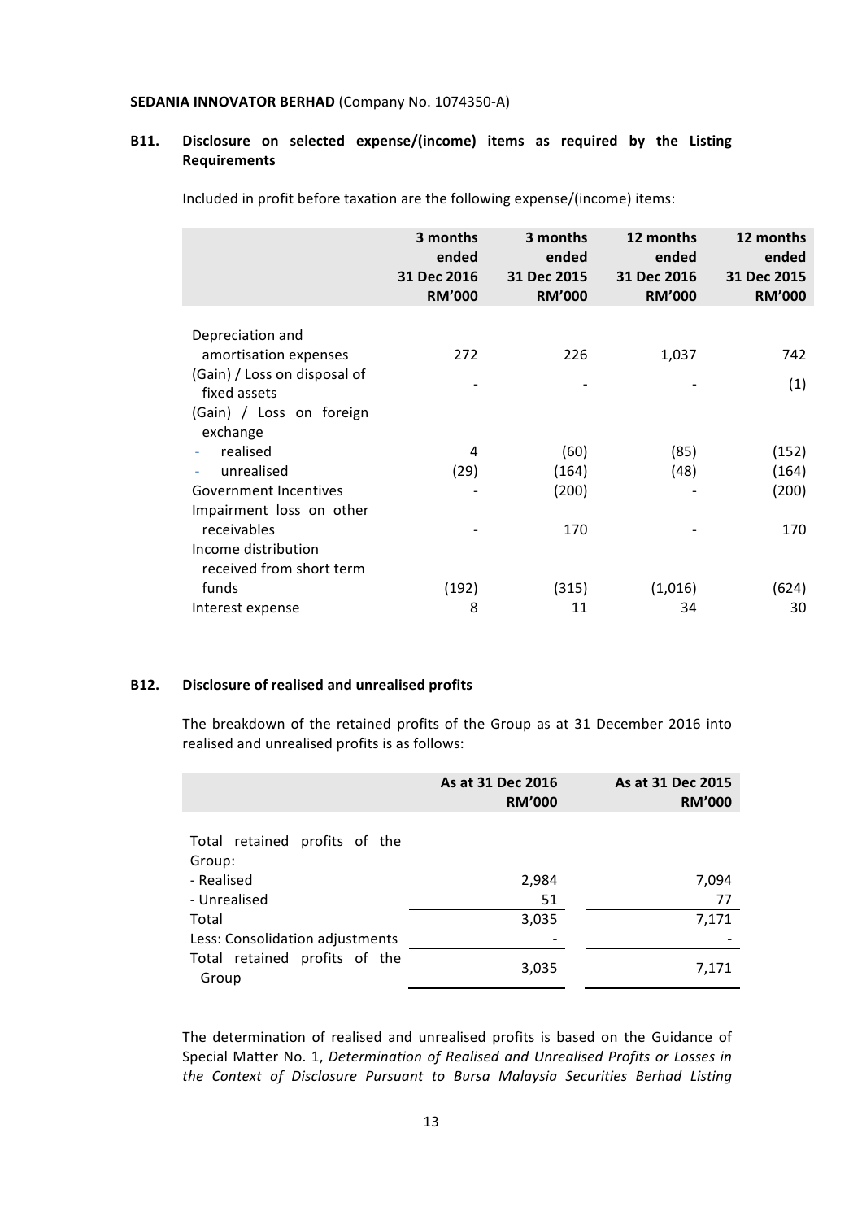**SEDANIA INNOVATOR BERHAD** (Company No. 1074350-A)

## B11. Disclosure on selected expense/(income) items as required by the Listing Requirements

Included in profit before taxation are the following expense/(income) items:

| | 3 months ended 31 Dec 2016 RM'000 | 3 months ended 31 Dec 2015 RM'000 | 12 months ended 31 Dec 2016 RM'000 | 12 months ended 31 Dec 2015 RM'000 |
|---|---|---|---|---|
| Depreciation and amortisation expenses | 272 | 226 | 1,037 | 742 |
| (Gain) / Loss on disposal of fixed assets | - | - | - | (1) |
| (Gain) / Loss on foreign exchange | | | | |
| - realised | 4 | (60) | (85) | (152) |
| - unrealised | (29) | (164) | (48) | (164) |
| Government Incentives | - | (200) | - | (200) |
| Impairment loss on other receivables | - | 170 | - | 170 |
| Income distribution received from short term funds | (192) | (315) | (1,016) | (624) |
| Interest expense | 8 | 11 | 34 | 30 |

## B12. Disclosure of realised and unrealised profits

The breakdown of the retained profits of the Group as at 31 December 2016 into realised and unrealised profits is as follows:

| | As at 31 Dec 2016 RM'000 | As at 31 Dec 2015 RM'000 |
|---|---|---|
| Total retained profits of the Group: | | |
| - Realised | 2,984 | 7,094 |
| - Unrealised | 51 | 77 |
| Total | 3,035 | 7,171 |
| Less: Consolidation adjustments | - | - |
| Total retained profits of the Group | 3,035 | 7,171 |

The determination of realised and unrealised profits is based on the Guidance of Special Matter No. 1, *Determination of Realised and Unrealised Profits or Losses in the Context of Disclosure Pursuant to Bursa Malaysia Securities Berhad Listing*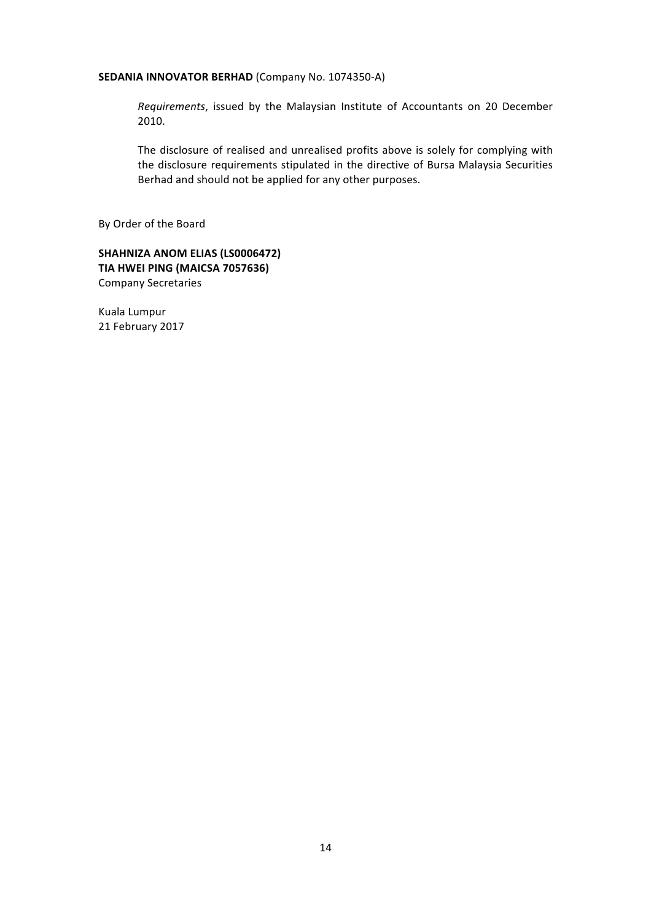*Requirements*, issued by the Malaysian Institute of Accountants on 20 December 2010.

The disclosure of realised and unrealised profits above is solely for complying with the disclosure requirements stipulated in the directive of Bursa Malaysia Securities Berhad and should not be applied for any other purposes.

By Order of the Board

**SHAHNIZA ANOM ELIAS (LS0006472)**
**TIA HWEI PING (MAICSA 7057636)**
Company Secretaries

Kuala Lumpur
21 February 2017